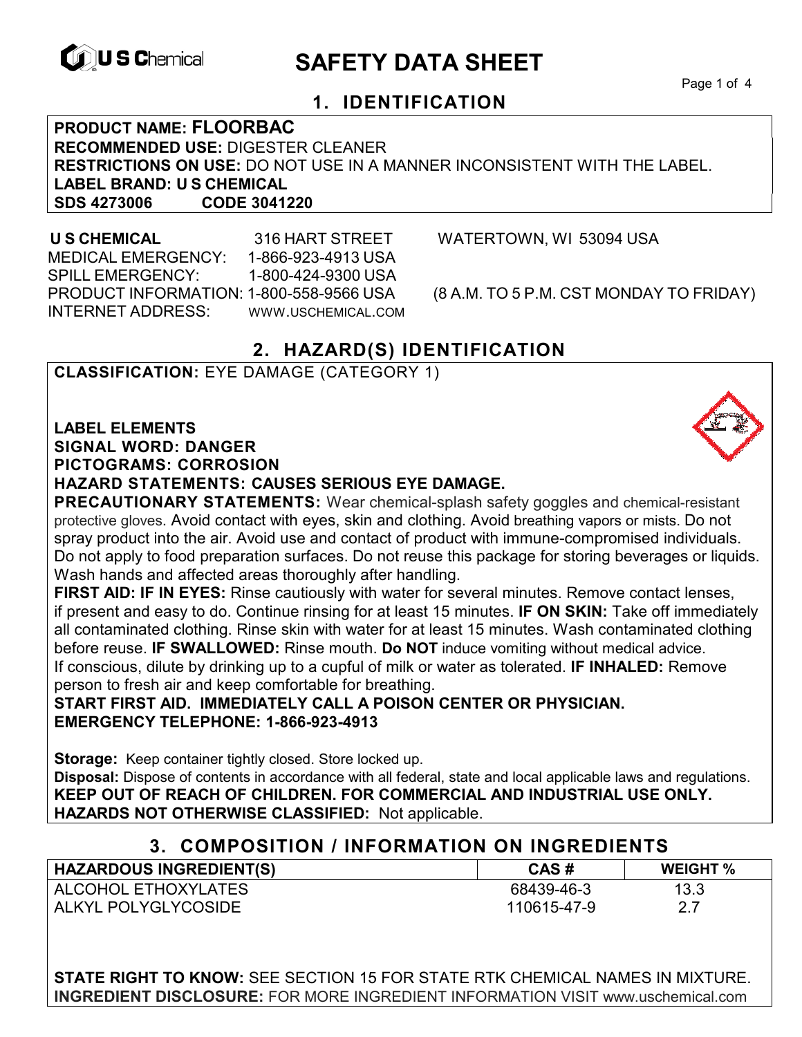U S Chemical

# SAFETY DATA SHEET

## 1. IDENTIFICATION

**PRODUCT NAME: FLOORBAC**
**RECOMMENDED USE:** DIGESTER CLEANER
**RESTRICTIONS ON USE:** DO NOT USE IN A MANNER INCONSISTENT WITH THE LABEL.
**LABEL BRAND: U S CHEMICAL**
**SDS 4273006 CODE 3041220**

**U S CHEMICAL** 316 HART STREET WATERTOWN, WI 53094 USA
MEDICAL EMERGENCY: 1-866-923-4913 USA
SPILL EMERGENCY: 1-800-424-9300 USA
PRODUCT INFORMATION: 1-800-558-9566 USA (8 A.M. TO 5 P.M. CST MONDAY TO FRIDAY)
INTERNET ADDRESS: WWW.USCHEMICAL.COM

## 2. HAZARD(S) IDENTIFICATION

**CLASSIFICATION:** EYE DAMAGE (CATEGORY 1)

**LABEL ELEMENTS**
**SIGNAL WORD: DANGER**
**PICTOGRAMS: CORROSION**
**HAZARD STATEMENTS: CAUSES SERIOUS EYE DAMAGE.**
**PRECAUTIONARY STATEMENTS:** Wear chemical-splash safety goggles and chemical-resistant protective gloves. Avoid contact with eyes, skin and clothing. Avoid breathing vapors or mists. Do not spray product into the air. Avoid use and contact of product with immune-compromised individuals. Do not apply to food preparation surfaces. Do not reuse this package for storing beverages or liquids. Wash hands and affected areas thoroughly after handling.
**FIRST AID: IF IN EYES:** Rinse cautiously with water for several minutes. Remove contact lenses, if present and easy to do. Continue rinsing for at least 15 minutes. **IF ON SKIN:** Take off immediately all contaminated clothing. Rinse skin with water for at least 15 minutes. Wash contaminated clothing before reuse. **IF SWALLOWED:** Rinse mouth. **Do NOT** induce vomiting without medical advice. If conscious, dilute by drinking up to a cupful of milk or water as tolerated. **IF INHALED:** Remove person to fresh air and keep comfortable for breathing.
**START FIRST AID. IMMEDIATELY CALL A POISON CENTER OR PHYSICIAN.**
**EMERGENCY TELEPHONE: 1-866-923-4913**

**Storage:** Keep container tightly closed. Store locked up.
**Disposal:** Dispose of contents in accordance with all federal, state and local applicable laws and regulations.
**KEEP OUT OF REACH OF CHILDREN. FOR COMMERCIAL AND INDUSTRIAL USE ONLY.**
**HAZARDS NOT OTHERWISE CLASSIFIED:** Not applicable.

## 3. COMPOSITION / INFORMATION ON INGREDIENTS

| HAZARDOUS INGREDIENT(S) | CAS # | WEIGHT % |
|---|---|---|
| ALCOHOL ETHOXYLATES | 68439-46-3 | 13.3 |
| ALKYL POLYGLYCOSIDE | 110615-47-9 | 2.7 |

**STATE RIGHT TO KNOW:** SEE SECTION 15 FOR STATE RTK CHEMICAL NAMES IN MIXTURE.
**INGREDIENT DISCLOSURE:** FOR MORE INGREDIENT INFORMATION VISIT www.uschemical.com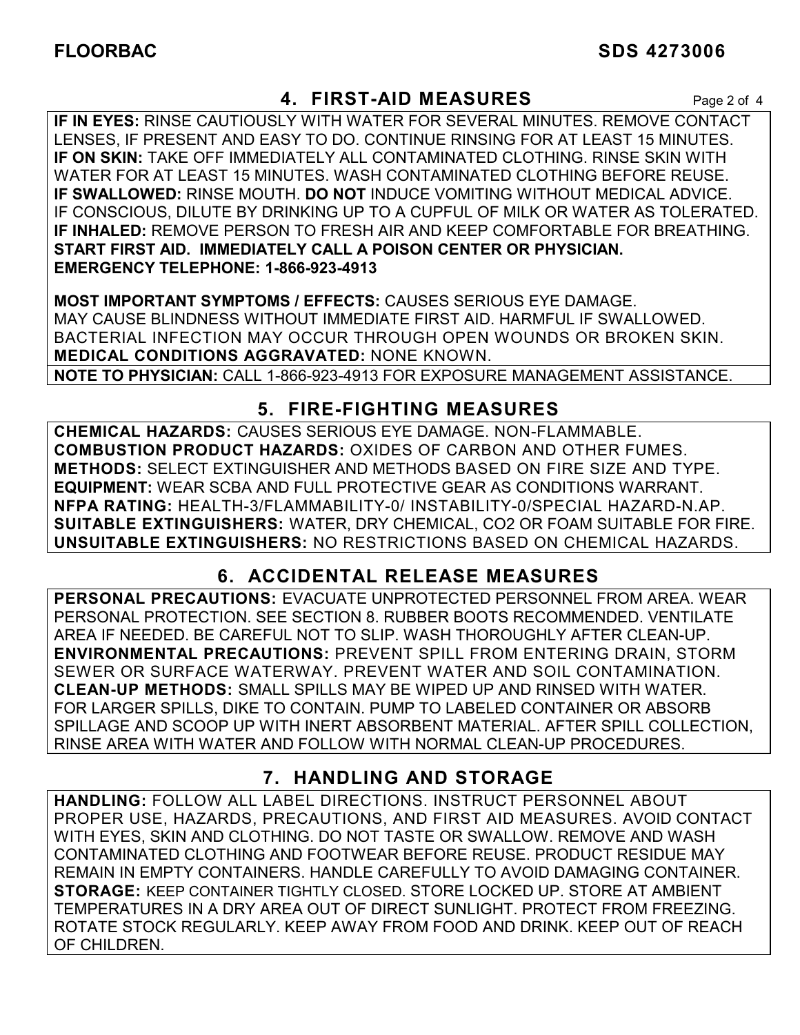## 4. FIRST-AID MEASURES

**IF IN EYES:** RINSE CAUTIOUSLY WITH WATER FOR SEVERAL MINUTES. REMOVE CONTACT LENSES, IF PRESENT AND EASY TO DO. CONTINUE RINSING FOR AT LEAST 15 MINUTES.
**IF ON SKIN:** TAKE OFF IMMEDIATELY ALL CONTAMINATED CLOTHING. RINSE SKIN WITH WATER FOR AT LEAST 15 MINUTES. WASH CONTAMINATED CLOTHING BEFORE REUSE.
**IF SWALLOWED:** RINSE MOUTH. **DO NOT** INDUCE VOMITING WITHOUT MEDICAL ADVICE. IF CONSCIOUS, DILUTE BY DRINKING UP TO A CUPFUL OF MILK OR WATER AS TOLERATED.
**IF INHALED:** REMOVE PERSON TO FRESH AIR AND KEEP COMFORTABLE FOR BREATHING.
**START FIRST AID. IMMEDIATELY CALL A POISON CENTER OR PHYSICIAN.**
**EMERGENCY TELEPHONE: 1-866-923-4913**

**MOST IMPORTANT SYMPTOMS / EFFECTS:** CAUSES SERIOUS EYE DAMAGE. MAY CAUSE BLINDNESS WITHOUT IMMEDIATE FIRST AID. HARMFUL IF SWALLOWED. BACTERIAL INFECTION MAY OCCUR THROUGH OPEN WOUNDS OR BROKEN SKIN.
**MEDICAL CONDITIONS AGGRAVATED:** NONE KNOWN.

**NOTE TO PHYSICIAN:** CALL 1-866-923-4913 FOR EXPOSURE MANAGEMENT ASSISTANCE.

## 5. FIRE-FIGHTING MEASURES

**CHEMICAL HAZARDS:** CAUSES SERIOUS EYE DAMAGE. NON-FLAMMABLE.
**COMBUSTION PRODUCT HAZARDS:** OXIDES OF CARBON AND OTHER FUMES.
**METHODS:** SELECT EXTINGUISHER AND METHODS BASED ON FIRE SIZE AND TYPE.
**EQUIPMENT:** WEAR SCBA AND FULL PROTECTIVE GEAR AS CONDITIONS WARRANT.
**NFPA RATING:** HEALTH-3/FLAMMABILITY-0/ INSTABILITY-0/SPECIAL HAZARD-N.AP.
**SUITABLE EXTINGUISHERS:** WATER, DRY CHEMICAL, $CO_2$ OR FOAM SUITABLE FOR FIRE.
**UNSUITABLE EXTINGUISHERS:** NO RESTRICTIONS BASED ON CHEMICAL HAZARDS.

## 6. ACCIDENTAL RELEASE MEASURES

**PERSONAL PRECAUTIONS:** EVACUATE UNPROTECTED PERSONNEL FROM AREA. WEAR PERSONAL PROTECTION. SEE SECTION 8. RUBBER BOOTS RECOMMENDED. VENTILATE AREA IF NEEDED. BE CAREFUL NOT TO SLIP. WASH THOROUGHLY AFTER CLEAN-UP.
**ENVIRONMENTAL PRECAUTIONS:** PREVENT SPILL FROM ENTERING DRAIN, STORM SEWER OR SURFACE WATERWAY. PREVENT WATER AND SOIL CONTAMINATION.
**CLEAN-UP METHODS:** SMALL SPILLS MAY BE WIPED UP AND RINSED WITH WATER. FOR LARGER SPILLS, DIKE TO CONTAIN. PUMP TO LABELED CONTAINER OR ABSORB SPILLAGE AND SCOOP UP WITH INERT ABSORBENT MATERIAL. AFTER SPILL COLLECTION, RINSE AREA WITH WATER AND FOLLOW WITH NORMAL CLEAN-UP PROCEDURES.

## 7. HANDLING AND STORAGE

**HANDLING:** FOLLOW ALL LABEL DIRECTIONS. INSTRUCT PERSONNEL ABOUT PROPER USE, HAZARDS, PRECAUTIONS, AND FIRST AID MEASURES. AVOID CONTACT WITH EYES, SKIN AND CLOTHING. DO NOT TASTE OR SWALLOW. REMOVE AND WASH CONTAMINATED CLOTHING AND FOOTWEAR BEFORE REUSE. PRODUCT RESIDUE MAY REMAIN IN EMPTY CONTAINERS. HANDLE CAREFULLY TO AVOID DAMAGING CONTAINER.
**STORAGE:** KEEP CONTAINER TIGHTLY CLOSED. STORE LOCKED UP. STORE AT AMBIENT TEMPERATURES IN A DRY AREA OUT OF DIRECT SUNLIGHT. PROTECT FROM FREEZING. ROTATE STOCK REGULARLY. KEEP AWAY FROM FOOD AND DRINK. KEEP OUT OF REACH OF CHILDREN.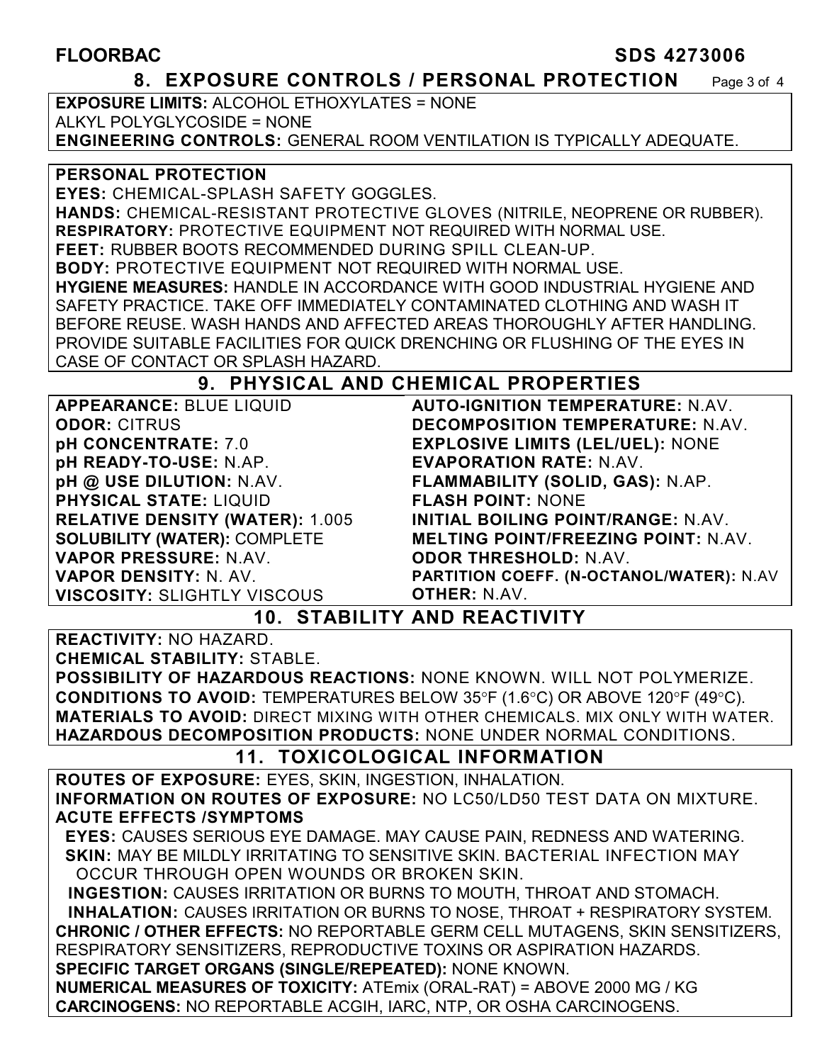## 8. EXPOSURE CONTROLS / PERSONAL PROTECTION

**EXPOSURE LIMITS:** ALCOHOL ETHOXYLATES = NONE
ALKYL POLYGLYCOSIDE = NONE
**ENGINEERING CONTROLS:** GENERAL ROOM VENTILATION IS TYPICALLY ADEQUATE.

**PERSONAL PROTECTION**
**EYES:** CHEMICAL-SPLASH SAFETY GOGGLES.
**HANDS:** CHEMICAL-RESISTANT PROTECTIVE GLOVES (NITRILE, NEOPRENE OR RUBBER).
**RESPIRATORY:** PROTECTIVE EQUIPMENT NOT REQUIRED WITH NORMAL USE.
**FEET:** RUBBER BOOTS RECOMMENDED DURING SPILL CLEAN-UP.
**BODY:** PROTECTIVE EQUIPMENT NOT REQUIRED WITH NORMAL USE.
**HYGIENE MEASURES:** HANDLE IN ACCORDANCE WITH GOOD INDUSTRIAL HYGIENE AND SAFETY PRACTICE. TAKE OFF IMMEDIATELY CONTAMINATED CLOTHING AND WASH IT BEFORE REUSE. WASH HANDS AND AFFECTED AREAS THOROUGHLY AFTER HANDLING. PROVIDE SUITABLE FACILITIES FOR QUICK DRENCHING OR FLUSHING OF THE EYES IN CASE OF CONTACT OR SPLASH HAZARD.

## 9. PHYSICAL AND CHEMICAL PROPERTIES

**APPEARANCE:** BLUE LIQUID
**ODOR:** CITRUS
**pH CONCENTRATE:** 7.0
**pH READY-TO-USE:** N.AP.
**pH @ USE DILUTION:** N.AV.
**PHYSICAL STATE:** LIQUID
**RELATIVE DENSITY (WATER):** 1.005
**SOLUBILITY (WATER):** COMPLETE
**VAPOR PRESSURE:** N.AV.
**VAPOR DENSITY:** N. AV.
**VISCOSITY:** SLIGHTLY VISCOUS
**AUTO-IGNITION TEMPERATURE:** N.AV.
**DECOMPOSITION TEMPERATURE:** N.AV.
**EXPLOSIVE LIMITS (LEL/UEL):** NONE
**EVAPORATION RATE:** N.AV.
**FLAMMABILITY (SOLID, GAS):** N.AP.
**FLASH POINT:** NONE
**INITIAL BOILING POINT/RANGE:** N.AV.
**MELTING POINT/FREEZING POINT:** N.AV.
**ODOR THRESHOLD:** N.AV.
**PARTITION COEFF. (N-OCTANOL/WATER):** N.AV
**OTHER:** N.AV.

## 10. STABILITY AND REACTIVITY

**REACTIVITY:** NO HAZARD.
**CHEMICAL STABILITY:** STABLE.
**POSSIBILITY OF HAZARDOUS REACTIONS:** NONE KNOWN. WILL NOT POLYMERIZE.
**CONDITIONS TO AVOID:** TEMPERATURES BELOW 35°F (1.6°C) OR ABOVE 120°F (49°C).
**MATERIALS TO AVOID:** DIRECT MIXING WITH OTHER CHEMICALS. MIX ONLY WITH WATER.
**HAZARDOUS DECOMPOSITION PRODUCTS:** NONE UNDER NORMAL CONDITIONS.

## 11. TOXICOLOGICAL INFORMATION

**ROUTES OF EXPOSURE:** EYES, SKIN, INGESTION, INHALATION.
**INFORMATION ON ROUTES OF EXPOSURE:** NO LC50/LD50 TEST DATA ON MIXTURE.
**ACUTE EFFECTS /SYMPTOMS**
**EYES:** CAUSES SERIOUS EYE DAMAGE. MAY CAUSE PAIN, REDNESS AND WATERING.
**SKIN:** MAY BE MILDLY IRRITATING TO SENSITIVE SKIN. BACTERIAL INFECTION MAY OCCUR THROUGH OPEN WOUNDS OR BROKEN SKIN.
**INGESTION:** CAUSES IRRITATION OR BURNS TO MOUTH, THROAT AND STOMACH.
**INHALATION:** CAUSES IRRITATION OR BURNS TO NOSE, THROAT + RESPIRATORY SYSTEM.
**CHRONIC / OTHER EFFECTS:** NO REPORTABLE GERM CELL MUTAGENS, SKIN SENSITIZERS, RESPIRATORY SENSITIZERS, REPRODUCTIVE TOXINS OR ASPIRATION HAZARDS.
**SPECIFIC TARGET ORGANS (SINGLE/REPEATED):** NONE KNOWN.
**NUMERICAL MEASURES OF TOXICITY:** ATEmix (ORAL-RAT) = ABOVE 2000 MG / KG
**CARCINOGENS:** NO REPORTABLE ACGIH, IARC, NTP, OR OSHA CARCINOGENS.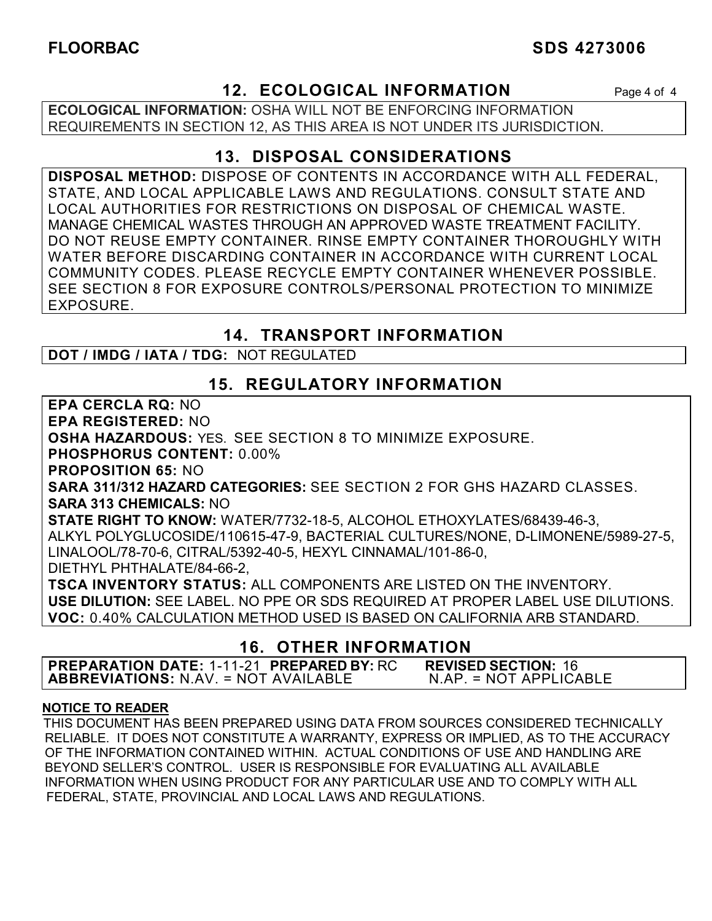## 12. ECOLOGICAL INFORMATION

**ECOLOGICAL INFORMATION:** OSHA WILL NOT BE ENFORCING INFORMATION REQUIREMENTS IN SECTION 12, AS THIS AREA IS NOT UNDER ITS JURISDICTION.

## 13. DISPOSAL CONSIDERATIONS

**DISPOSAL METHOD:** DISPOSE OF CONTENTS IN ACCORDANCE WITH ALL FEDERAL, STATE, AND LOCAL APPLICABLE LAWS AND REGULATIONS. CONSULT STATE AND LOCAL AUTHORITIES FOR RESTRICTIONS ON DISPOSAL OF CHEMICAL WASTE. MANAGE CHEMICAL WASTES THROUGH AN APPROVED WASTE TREATMENT FACILITY. DO NOT REUSE EMPTY CONTAINER. RINSE EMPTY CONTAINER THOROUGHLY WITH WATER BEFORE DISCARDING CONTAINER IN ACCORDANCE WITH CURRENT LOCAL COMMUNITY CODES. PLEASE RECYCLE EMPTY CONTAINER WHENEVER POSSIBLE. SEE SECTION 8 FOR EXPOSURE CONTROLS/PERSONAL PROTECTION TO MINIMIZE EXPOSURE.

## 14. TRANSPORT INFORMATION

**DOT / IMDG / IATA / TDG:** NOT REGULATED

## 15. REGULATORY INFORMATION

**EPA CERCLA RQ:** NO
**EPA REGISTERED:** NO
**OSHA HAZARDOUS:** YES. SEE SECTION 8 TO MINIMIZE EXPOSURE.
**PHOSPHORUS CONTENT:** 0.00%
**PROPOSITION 65:** NO
**SARA 311/312 HAZARD CATEGORIES:** SEE SECTION 2 FOR GHS HAZARD CLASSES.
**SARA 313 CHEMICALS:** NO
**STATE RIGHT TO KNOW:** WATER/7732-18-5, ALCOHOL ETHOXYLATES/68439-46-3, ALKYL POLYGLUCOSIDE/110615-47-9, BACTERIAL CULTURES/NONE, D-LIMONENE/5989-27-5, LINALOOL/78-70-6, CITRAL/5392-40-5, HEXYL CINNAMAL/101-86-0, DIETHYL PHTHALATE/84-66-2,
**TSCA INVENTORY STATUS:** ALL COMPONENTS ARE LISTED ON THE INVENTORY.
**USE DILUTION:** SEE LABEL. NO PPE OR SDS REQUIRED AT PROPER LABEL USE DILUTIONS.
**VOC:** 0.40% CALCULATION METHOD USED IS BASED ON CALIFORNIA ARB STANDARD.

## 16. OTHER INFORMATION

**PREPARATION DATE:** 1-11-21 **PREPARED BY:** RC **REVISED SECTION:** 16
**ABBREVIATIONS:** N.AV. = NOT AVAILABLE N.AP. = NOT APPLICABLE

**NOTICE TO READER**

THIS DOCUMENT HAS BEEN PREPARED USING DATA FROM SOURCES CONSIDERED TECHNICALLY RELIABLE. IT DOES NOT CONSTITUTE A WARRANTY, EXPRESS OR IMPLIED, AS TO THE ACCURACY OF THE INFORMATION CONTAINED WITHIN. ACTUAL CONDITIONS OF USE AND HANDLING ARE BEYOND SELLER'S CONTROL. USER IS RESPONSIBLE FOR EVALUATING ALL AVAILABLE INFORMATION WHEN USING PRODUCT FOR ANY PARTICULAR USE AND TO COMPLY WITH ALL FEDERAL, STATE, PROVINCIAL AND LOCAL LAWS AND REGULATIONS.